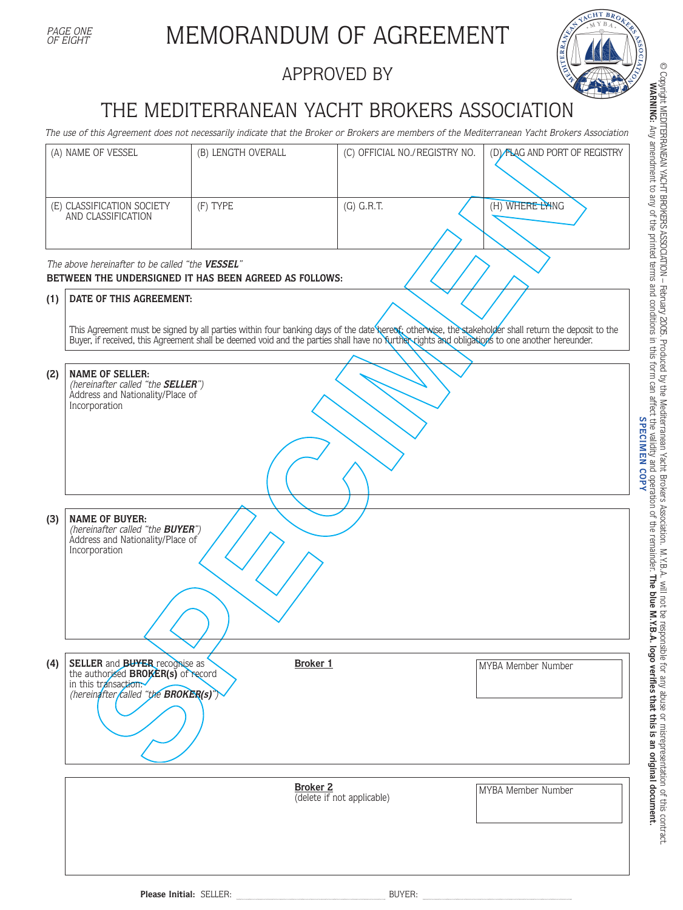# MEMORANDUM OF AGREEMENT

## APPROVED BY

## THE MEDITERRANEAN YACHT BROKERS ASSOCIATION

*The use of this Agreement does not necessarily indicate that the Broker or Brokers are members of the Mediterranean Yacht Brokers Association*

© Copyright MEDITERRANEAN YACHT BROKERS ASSOCIATION – February 2005. Produced by the Mediterranean Yacht Brokers Association. M.Y.B.A. will not be responsible for any abuse or misrepresentation of this contract. **WARNING:** Any amendment to any of the printed terms and conditions in this form can affect the validity and operation of the remainder. **The blue M.Y.B.A. logo verifies that this is an original document.**

**SPECIMEN COPY**

| (A) NAME OF VESSEL | (B) LENGTH OVERALL | (C) OFFICIAL NO./REGISTRY NO. | (D) FLAG AND PORT OF REGISTRY |
|---|---|---|---|
| | | | |
| (E) CLASSIFICATION SOCIETY AND CLASSIFICATION | (F) TYPE | (G) G.R.T. | (H) WHERE LYING |
| | | | |

*The above hereinafter to be called "the **VESSEL**"*

**BETWEEN THE UNDERSIGNED IT HAS BEEN AGREED AS FOLLOWS:**

**(1) DATE OF THIS AGREEMENT:**

This Agreement must be signed by all parties within four banking days of the date hereof; otherwise, the stakeholder shall return the deposit to the Buyer, if received, this Agreement shall be deemed void and the parties shall have no further rights and obligations to one another hereunder.

**(2) NAME OF SELLER:**
*(hereinafter called "the **SELLER**")*
Address and Nationality/Place of Incorporation

**(3) NAME OF BUYER:**
*(hereinafter called "the **BUYER**")*
Address and Nationality/Place of Incorporation

**(4) SELLER** and **BUYER** recognise as the authorised **BROKER(s)** of record in this transaction.
*(hereinafter called "the **BROKER(s)**")*

**Broker 1** — MYBA Member Number

**Broker 2** (delete if not applicable) — MYBA Member Number

**Please Initial:** SELLER: .................................... BUYER: ....................................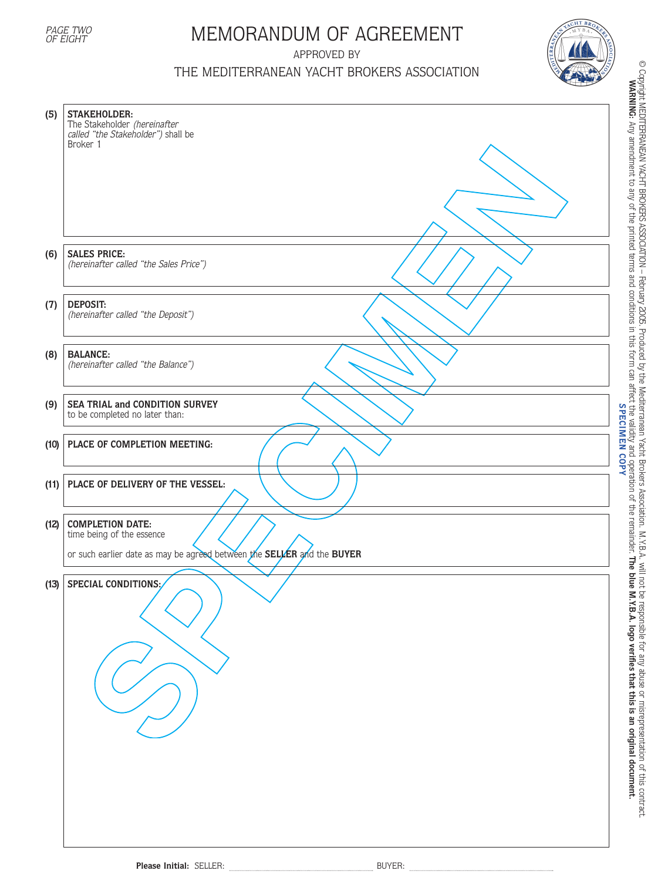# MEMORANDUM OF AGREEMENT

APPROVED BY

THE MEDITERRANEAN YACHT BROKERS ASSOCIATION

**(5) STAKEHOLDER:**
The Stakeholder *(hereinafter called "the Stakeholder")* shall be
Broker 1

**(6) SALES PRICE:**
*(hereinafter called "the Sales Price")*

**(7) DEPOSIT:**
*(hereinafter called "the Deposit")*

**(8) BALANCE:**
*(hereinafter called "the Balance")*

**(9) SEA TRIAL and CONDITION SURVEY**
to be completed no later than:

**(10) PLACE OF COMPLETION MEETING:**

**(11) PLACE OF DELIVERY OF THE VESSEL:**

**(12) COMPLETION DATE:**
time being of the essence

or such earlier date as may be agreed between the **SELLER** and the **BUYER**

**(13) SPECIAL CONDITIONS:**

SPECIMEN

**Please Initial:** SELLER: .................................... BUYER: ....................................

© Copyright MEDITERRANEAN YACHT BROKERS ASSOCIATION – February 2005. Produced by the Mediterranean Yacht Brokers Association. M.Y.B.A. will not be responsible for any abuse or misrepresentation of this contract.
**WARNING:** Any amendment to any of the printed terms and conditions in this form can affect the validity and operation of the remainder. **The blue M.Y.B.A. logo verifies that this is an original document.**

SPECIMEN COPY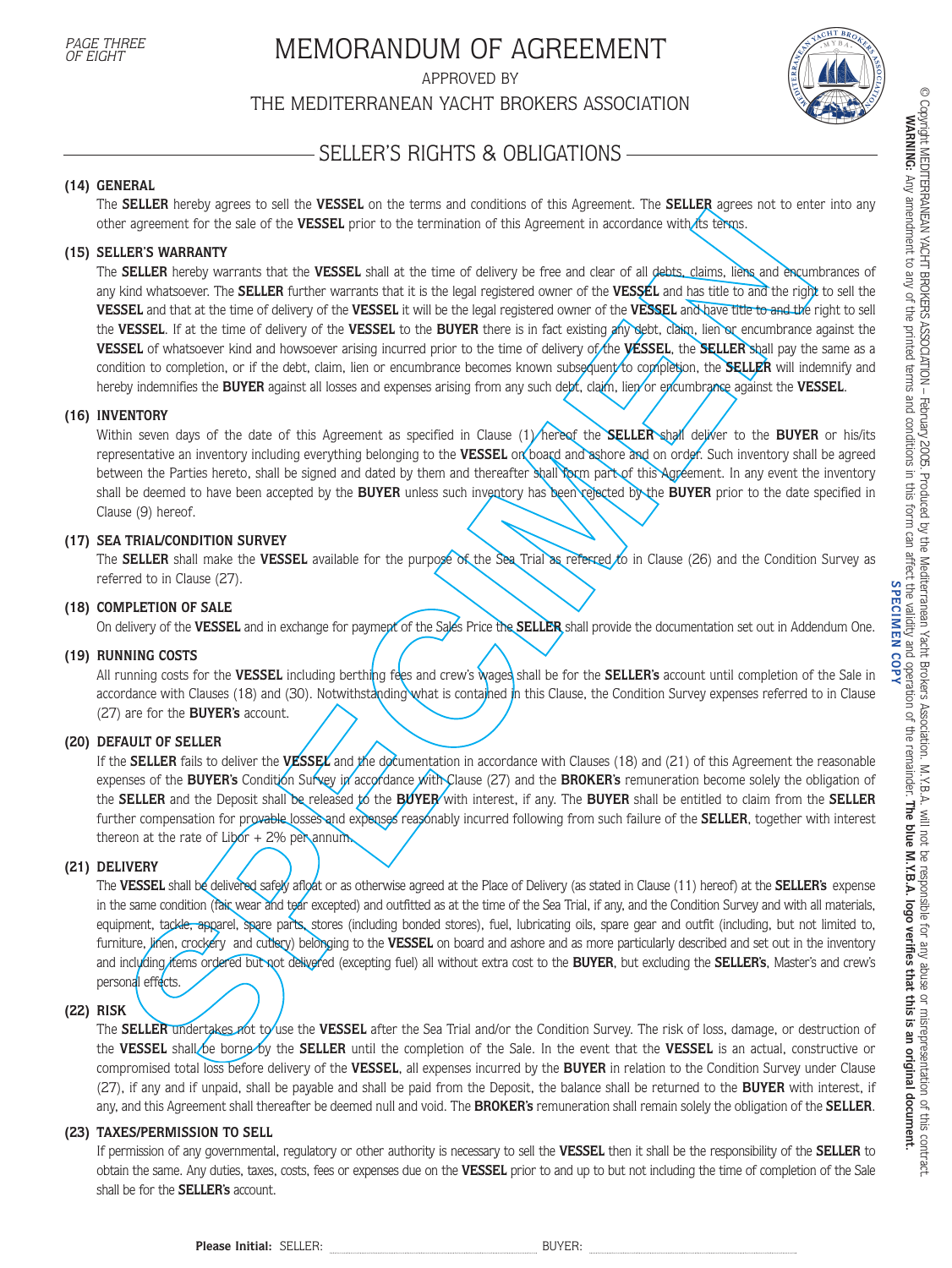# MEMORANDUM OF AGREEMENT

APPROVED BY

THE MEDITERRANEAN YACHT BROKERS ASSOCIATION

## SELLER'S RIGHTS & OBLIGATIONS

**(14) GENERAL**

The **SELLER** hereby agrees to sell the **VESSEL** on the terms and conditions of this Agreement. The **SELLER** agrees not to enter into any other agreement for the sale of the **VESSEL** prior to the termination of this Agreement in accordance with its terms.

**(15) SELLER'S WARRANTY**

The **SELLER** hereby warrants that the **VESSEL** shall at the time of delivery be free and clear of all debts, claims, liens and encumbrances of any kind whatsoever. The **SELLER** further warrants that it is the legal registered owner of the **VESSEL** and has title to and the right to sell the **VESSEL** and that at the time of delivery of the **VESSEL** it will be the legal registered owner of the **VESSEL** and have title to and the right to sell the **VESSEL**. If at the time of delivery of the **VESSEL** to the **BUYER** there is in fact existing any debt, claim, lien or encumbrance against the **VESSEL** of whatsoever kind and howsoever arising incurred prior to the time of delivery of the **VESSEL**, the **SELLER** shall pay the same as a condition to completion, or if the debt, claim, lien or encumbrance becomes known subsequent to completion, the **SELLER** will indemnify and hereby indemnifies the **BUYER** against all losses and expenses arising from any such debt, claim, lien or encumbrance against the **VESSEL**.

**(16) INVENTORY**

Within seven days of the date of this Agreement as specified in Clause (1) hereof the **SELLER** shall deliver to the **BUYER** or his/its representative an inventory including everything belonging to the **VESSEL** on board and ashore and on order. Such inventory shall be agreed between the Parties hereto, shall be signed and dated by them and thereafter shall form part of this Agreement. In any event the inventory shall be deemed to have been accepted by the **BUYER** unless such inventory has been rejected by the **BUYER** prior to the date specified in Clause (9) hereof.

**(17) SEA TRIAL/CONDITION SURVEY**

The **SELLER** shall make the **VESSEL** available for the purpose of the Sea Trial as referred to in Clause (26) and the Condition Survey as referred to in Clause (27).

**(18) COMPLETION OF SALE**

On delivery of the **VESSEL** and in exchange for payment of the Sales Price the **SELLER** shall provide the documentation set out in Addendum One.

**(19) RUNNING COSTS**

All running costs for the **VESSEL** including berthing fees and crew's wages shall be for the **SELLER's** account until completion of the Sale in accordance with Clauses (18) and (30). Notwithstanding what is contained in this Clause, the Condition Survey expenses referred to in Clause (27) are for the **BUYER's** account.

**(20) DEFAULT OF SELLER**

If the **SELLER** fails to deliver the **VESSEL** and the documentation in accordance with Clauses (18) and (21) of this Agreement the reasonable expenses of the **BUYER's** Condition Survey in accordance with Clause (27) and the **BROKER's** remuneration become solely the obligation of the **SELLER** and the Deposit shall be released to the **BUYER** with interest, if any. The **BUYER** shall be entitled to claim from the **SELLER** further compensation for provable losses and expenses reasonably incurred following from such failure of the **SELLER**, together with interest thereon at the rate of Libor + 2% per annum.

**(21) DELIVERY**

The **VESSEL** shall be delivered safely afloat or as otherwise agreed at the Place of Delivery (as stated in Clause (11) hereof) at the **SELLER's** expense in the same condition (fair wear and tear excepted) and outfitted as at the time of the Sea Trial, if any, and the Condition Survey and with all materials, equipment, tackle, apparel, spare parts, stores (including bonded stores), fuel, lubricating oils, spare gear and outfit (including, but not limited to, furniture, linen, crockery and cutlery) belonging to the **VESSEL** on board and ashore and as more particularly described and set out in the inventory and including items ordered but not delivered (excepting fuel) all without extra cost to the **BUYER**, but excluding the **SELLER's**, Master's and crew's personal effects.

**(22) RISK**

The **SELLER** undertakes not to use the **VESSEL** after the Sea Trial and/or the Condition Survey. The risk of loss, damage, or destruction of the **VESSEL** shall be borne by the **SELLER** until the completion of the Sale. In the event that the **VESSEL** is an actual, constructive or compromised total loss before delivery of the **VESSEL**, all expenses incurred by the **BUYER** in relation to the Condition Survey under Clause (27), if any and if unpaid, shall be payable and shall be paid from the Deposit, the balance shall be returned to the **BUYER** with interest, if any, and this Agreement shall thereafter be deemed null and void. The **BROKER's** remuneration shall remain solely the obligation of the **SELLER**.

**(23) TAXES/PERMISSION TO SELL**

If permission of any governmental, regulatory or other authority is necessary to sell the **VESSEL** then it shall be the responsibility of the **SELLER** to obtain the same. Any duties, taxes, costs, fees or expenses due on the **VESSEL** prior to and up to but not including the time of completion of the Sale shall be for the **SELLER's** account.

**Please Initial:** SELLER: ............................ BUYER: ............................

© Copyright MEDITERRANEAN YACHT BROKERS ASSOCIATION – February 2005. Produced by the Mediterranean Yacht Brokers Association. M.Y.B.A. will not be responsible for any abuse or misrepresentation of this contract. **WARNING:** Any amendment to any of the printed terms and conditions in this form can affect the validity and operation of the remainder. **The blue M.Y.B.A. logo verifies that this is an original document.**

SPECIMEN COPY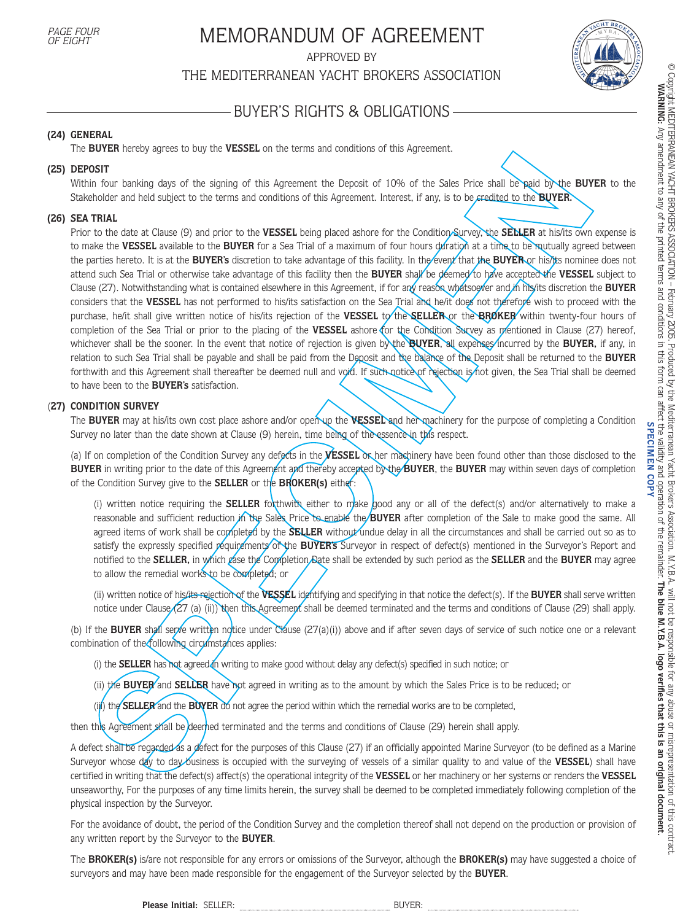# MEMORANDUM OF AGREEMENT

APPROVED BY

THE MEDITERRANEAN YACHT BROKERS ASSOCIATION

## BUYER'S RIGHTS & OBLIGATIONS

**(24) GENERAL**

The **BUYER** hereby agrees to buy the **VESSEL** on the terms and conditions of this Agreement.

**(25) DEPOSIT**

Within four banking days of the signing of this Agreement the Deposit of 10% of the Sales Price shall be paid by the **BUYER** to the Stakeholder and held subject to the terms and conditions of this Agreement. Interest, if any, is to be credited to the **BUYER.**

**(26) SEA TRIAL**

Prior to the date at Clause (9) and prior to the **VESSEL** being placed ashore for the Condition Survey, the **SELLER** at his/its own expense is to make the **VESSEL** available to the **BUYER** for a Sea Trial of a maximum of four hours duration at a time to be mutually agreed between the parties hereto. It is at the **BUYER's** discretion to take advantage of this facility. In the event that the **BUYER** or his/its nominee does not attend such Sea Trial or otherwise take advantage of this facility then the **BUYER** shall be deemed to have accepted the **VESSEL** subject to Clause (27). Notwithstanding what is contained elsewhere in this Agreement, if for any reason whatsoever and in his/its discretion the **BUYER** considers that the **VESSEL** has not performed to his/its satisfaction on the Sea Trial and he/it does not therefore wish to proceed with the purchase, he/it shall give written notice of his/its rejection of the **VESSEL** to the **SELLER** or the **BROKER** within twenty-four hours of completion of the Sea Trial or prior to the placing of the **VESSEL** ashore for the Condition Survey as mentioned in Clause (27) hereof, whichever shall be the sooner. In the event that notice of rejection is given by the **BUYER**, all expenses incurred by the **BUYER,** if any, in relation to such Sea Trial shall be payable and shall be paid from the Deposit and the balance of the Deposit shall be returned to the **BUYER** forthwith and this Agreement shall thereafter be deemed null and void. If such notice of rejection is not given, the Sea Trial shall be deemed to have been to the **BUYER's** satisfaction.

(**27) CONDITION SURVEY**

The **BUYER** may at his/its own cost place ashore and/or open up the **VESSEL** and her machinery for the purpose of completing a Condition Survey no later than the date shown at Clause (9) herein, time being of the essence in this respect.

(a) If on completion of the Condition Survey any defects in the **VESSEL** or her machinery have been found other than those disclosed to the **BUYER** in writing prior to the date of this Agreement and thereby accepted by the **BUYER**, the **BUYER** may within seven days of completion of the Condition Survey give to the **SELLER** or the **BROKER(s)** either:

(i) written notice requiring the **SELLER** forthwith either to make good any or all of the defect(s) and/or alternatively to make a reasonable and sufficient reduction in the Sales Price to enable the **BUYER** after completion of the Sale to make good the same. All agreed items of work shall be completed by the **SELLER** without undue delay in all the circumstances and shall be carried out so as to satisfy the expressly specified requirements of the **BUYER's** Surveyor in respect of defect(s) mentioned in the Surveyor's Report and notified to the **SELLER,** in which case the Completion Date shall be extended by such period as the **SELLER** and the **BUYER** may agree to allow the remedial works to be completed; or

(ii) written notice of his/its rejection of the **VESSEL** identifying and specifying in that notice the defect(s). If the **BUYER** shall serve written notice under Clause (27 (a) (ii)) then this Agreement shall be deemed terminated and the terms and conditions of Clause (29) shall apply.

(b) If the **BUYER** shall serve written notice under Clause (27(a)(i)) above and if after seven days of service of such notice one or a relevant combination of the following circumstances applies:

(i) the **SELLER** has not agreed in writing to make good without delay any defect(s) specified in such notice; or

(ii) the **BUYER** and **SELLER** have not agreed in writing as to the amount by which the Sales Price is to be reduced; or

(iii) the **SELLER** and the **BUYER** do not agree the period within which the remedial works are to be completed,

then this Agreement shall be deemed terminated and the terms and conditions of Clause (29) herein shall apply.

A defect shall be regarded as a defect for the purposes of this Clause (27) if an officially appointed Marine Surveyor (to be defined as a Marine Surveyor whose day to day business is occupied with the surveying of vessels of a similar quality to and value of the **VESSEL**) shall have certified in writing that the defect(s) affect(s) the operational integrity of the **VESSEL** or her machinery or her systems or renders the **VESSEL** unseaworthy, For the purposes of any time limits herein, the survey shall be deemed to be completed immediately following completion of the physical inspection by the Surveyor.

For the avoidance of doubt, the period of the Condition Survey and the completion thereof shall not depend on the production or provision of any written report by the Surveyor to the **BUYER**.

The **BROKER(s)** is/are not responsible for any errors or omissions of the Surveyor, although the **BROKER(s)** may have suggested a choice of surveyors and may have been made responsible for the engagement of the Surveyor selected by the **BUYER**.

**Please Initial:** SELLER: .................................... BUYER: ....................................

© Copyright MEDITERRANEAN YACHT BROKERS ASSOCIATION – February 2005. Produced by the Mediterranean Yacht Brokers Association. M.Y.B.A. will not be responsible for any abuse or misrepresentation of this contract. **WARNING:** Any amendment to any of the printed terms and conditions in this form can affect the validity and operation of the remainder. **The blue M.Y.B.A. logo verifies that this is an original document.**

SPECIMEN COPY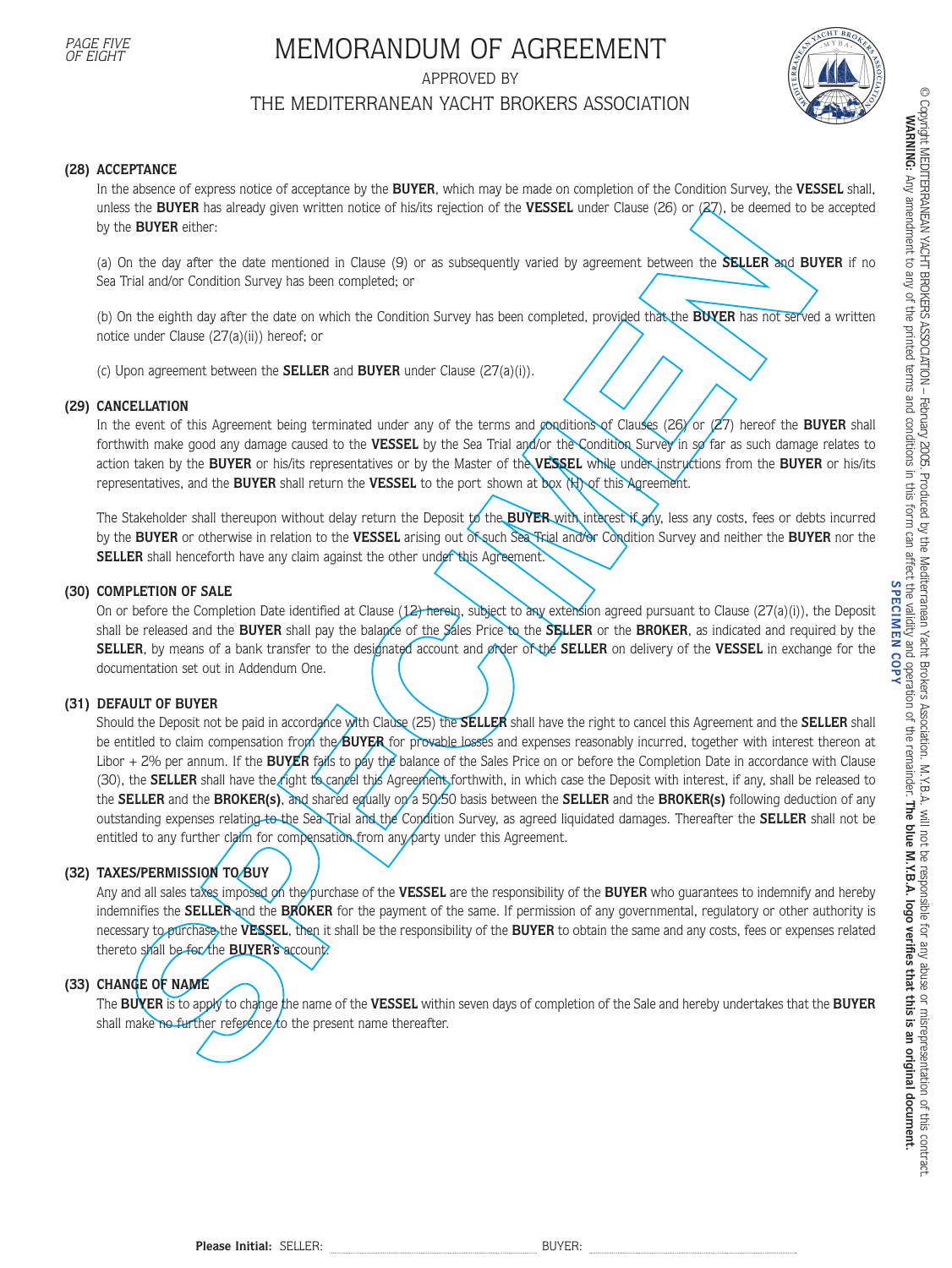# MEMORANDUM OF AGREEMENT

APPROVED BY

THE MEDITERRANEAN YACHT BROKERS ASSOCIATION

**(28) ACCEPTANCE**

In the absence of express notice of acceptance by the **BUYER**, which may be made on completion of the Condition Survey, the **VESSEL** shall, unless the **BUYER** has already given written notice of his/its rejection of the **VESSEL** under Clause (26) or (27), be deemed to be accepted by the **BUYER** either:

(a) On the day after the date mentioned in Clause (9) or as subsequently varied by agreement between the **SELLER** and **BUYER** if no Sea Trial and/or Condition Survey has been completed; or

(b) On the eighth day after the date on which the Condition Survey has been completed, provided that the **BUYER** has not served a written notice under Clause (27(a)(ii)) hereof; or

(c) Upon agreement between the **SELLER** and **BUYER** under Clause (27(a)(i)).

**(29) CANCELLATION**

In the event of this Agreement being terminated under any of the terms and conditions of Clauses (26) or (27) hereof the **BUYER** shall forthwith make good any damage caused to the **VESSEL** by the Sea Trial and/or the Condition Survey in so far as such damage relates to action taken by the **BUYER** or his/its representatives or by the Master of the **VESSEL** while under instructions from the **BUYER** or his/its representatives, and the **BUYER** shall return the **VESSEL** to the port shown at box (H) of this Agreement.

The Stakeholder shall thereupon without delay return the Deposit to the **BUYER** with interest if any, less any costs, fees or debts incurred by the **BUYER** or otherwise in relation to the **VESSEL** arising out of such Sea Trial and/or Condition Survey and neither the **BUYER** nor the **SELLER** shall henceforth have any claim against the other under this Agreement.

**(30) COMPLETION OF SALE**

On or before the Completion Date identified at Clause (12) herein, subject to any extension agreed pursuant to Clause (27(a)(i)), the Deposit shall be released and the **BUYER** shall pay the balance of the Sales Price to the **SELLER** or the **BROKER**, as indicated and required by the **SELLER**, by means of a bank transfer to the designated account and order of the **SELLER** on delivery of the **VESSEL** in exchange for the documentation set out in Addendum One.

**(31) DEFAULT OF BUYER**

Should the Deposit not be paid in accordance with Clause (25) the **SELLER** shall have the right to cancel this Agreement and the **SELLER** shall be entitled to claim compensation from the **BUYER** for provable losses and expenses reasonably incurred, together with interest thereon at Libor + 2% per annum. If the **BUYER** fails to pay the balance of the Sales Price on or before the Completion Date in accordance with Clause (30), the **SELLER** shall have the right to cancel this Agreement forthwith, in which case the Deposit with interest, if any, shall be released to the **SELLER** and the **BROKER(s)**, and shared equally on a 50:50 basis between the **SELLER** and the **BROKER(s)** following deduction of any outstanding expenses relating to the Sea Trial and the Condition Survey, as agreed liquidated damages. Thereafter the **SELLER** shall not be entitled to any further claim for compensation from any party under this Agreement.

**(32) TAXES/PERMISSION TO BUY**

Any and all sales taxes imposed on the purchase of the **VESSEL** are the responsibility of the **BUYER** who guarantees to indemnify and hereby indemnifies the **SELLER** and the **BROKER** for the payment of the same. If permission of any governmental, regulatory or other authority is necessary to purchase the **VESSEL**, then it shall be the responsibility of the **BUYER** to obtain the same and any costs, fees or expenses related thereto shall be for the **BUYER's** account.

**(33) CHANGE OF NAME**

The **BUYER** is to apply to change the name of the **VESSEL** within seven days of completion of the Sale and hereby undertakes that the **BUYER** shall make no further reference to the present name thereafter.

**Please Initial:** SELLER: .................................... BUYER: ....................................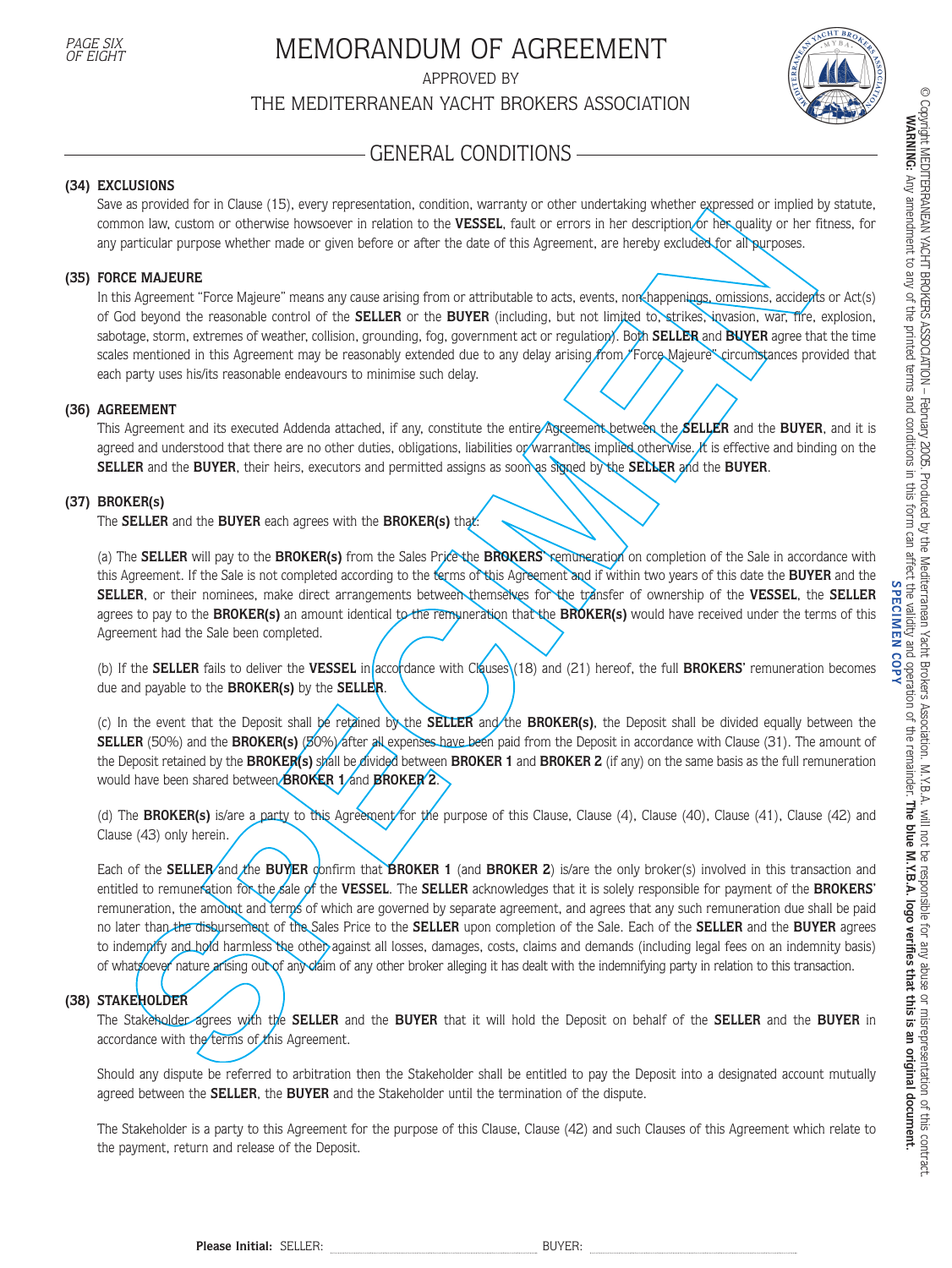# MEMORANDUM OF AGREEMENT

APPROVED BY

THE MEDITERRANEAN YACHT BROKERS ASSOCIATION

## GENERAL CONDITIONS

**(34) EXCLUSIONS**

Save as provided for in Clause (15), every representation, condition, warranty or other undertaking whether expressed or implied by statute, common law, custom or otherwise howsoever in relation to the **VESSEL**, fault or errors in her description or her quality or her fitness, for any particular purpose whether made or given before or after the date of this Agreement, are hereby excluded for all purposes.

**(35) FORCE MAJEURE**

In this Agreement "Force Majeure" means any cause arising from or attributable to acts, events, non-happenings, omissions, accidents or Act(s) of God beyond the reasonable control of the **SELLER** or the **BUYER** (including, but not limited to, strikes, invasion, war, fire, explosion, sabotage, storm, extremes of weather, collision, grounding, fog, government act or regulation). Both **SELLER** and **BUYER** agree that the time scales mentioned in this Agreement may be reasonably extended due to any delay arising from "Force Majeure" circumstances provided that each party uses his/its reasonable endeavours to minimise such delay.

**(36) AGREEMENT**

This Agreement and its executed Addenda attached, if any, constitute the entire Agreement between the **SELLER** and the **BUYER**, and it is agreed and understood that there are no other duties, obligations, liabilities or warranties implied otherwise. It is effective and binding on the **SELLER** and the **BUYER**, their heirs, executors and permitted assigns as soon as signed by the **SELLER** and the **BUYER**.

**(37) BROKER(s)**

The **SELLER** and the **BUYER** each agrees with the **BROKER(s)** that:

(a) The **SELLER** will pay to the **BROKER(s)** from the Sales Price the **BROKERS'** remuneration on completion of the Sale in accordance with this Agreement. If the Sale is not completed according to the terms of this Agreement and if within two years of this date the **BUYER** and the **SELLER**, or their nominees, make direct arrangements between themselves for the transfer of ownership of the **VESSEL**, the **SELLER** agrees to pay to the **BROKER(s)** an amount identical to the remuneration that the **BROKER(s)** would have received under the terms of this Agreement had the Sale been completed.

(b) If the **SELLER** fails to deliver the **VESSEL** in accordance with Clauses (18) and (21) hereof, the full **BROKERS'** remuneration becomes due and payable to the **BROKER(s)** by the **SELLER**.

(c) In the event that the Deposit shall be retained by the **SELLER** and the **BROKER(s)**, the Deposit shall be divided equally between the **SELLER** (50%) and the **BROKER(s)** (50%) after all expenses have been paid from the Deposit in accordance with Clause (31). The amount of the Deposit retained by the **BROKER(s)** shall be divided between **BROKER 1** and **BROKER 2** (if any) on the same basis as the full remuneration would have been shared between **BROKER 1** and **BROKER 2**.

(d) The **BROKER(s)** is/are a party to this Agreement for the purpose of this Clause, Clause (4), Clause (40), Clause (41), Clause (42) and Clause (43) only herein.

Each of the **SELLER** and the **BUYER** confirm that **BROKER 1** (and **BROKER 2**) is/are the only broker(s) involved in this transaction and entitled to remuneration for the sale of the **VESSEL**. The **SELLER** acknowledges that it is solely responsible for payment of the **BROKERS'** remuneration, the amount and terms of which are governed by separate agreement, and agrees that any such remuneration due shall be paid no later than the disbursement of the Sales Price to the **SELLER** upon completion of the Sale. Each of the **SELLER** and the **BUYER** agrees to indemnify and hold harmless the other against all losses, damages, costs, claims and demands (including legal fees on an indemnity basis) of whatsoever nature arising out of any claim of any other broker alleging it has dealt with the indemnifying party in relation to this transaction.

**(38) STAKEHOLDER**

The Stakeholder agrees with the **SELLER** and the **BUYER** that it will hold the Deposit on behalf of the **SELLER** and the **BUYER** in accordance with the terms of this Agreement.

Should any dispute be referred to arbitration then the Stakeholder shall be entitled to pay the Deposit into a designated account mutually agreed between the **SELLER**, the **BUYER** and the Stakeholder until the termination of the dispute.

The Stakeholder is a party to this Agreement for the purpose of this Clause, Clause (42) and such Clauses of this Agreement which relate to the payment, return and release of the Deposit.

**Please Initial:** SELLER: .................................... BUYER: ....................................

© Copyright MEDITERRANEAN YACHT BROKERS ASSOCIATION – February 2005. Produced by the Mediterranean Yacht Brokers Association. M.Y.B.A. will not be responsible for any abuse or misrepresentation of this contract. **WARNING:** Any amendment to any of the printed terms and conditions in this form can affect the validity and operation of the remainder. **The blue M.Y.B.A. logo verifies that this is an original document.**

**SPECIMEN COPY**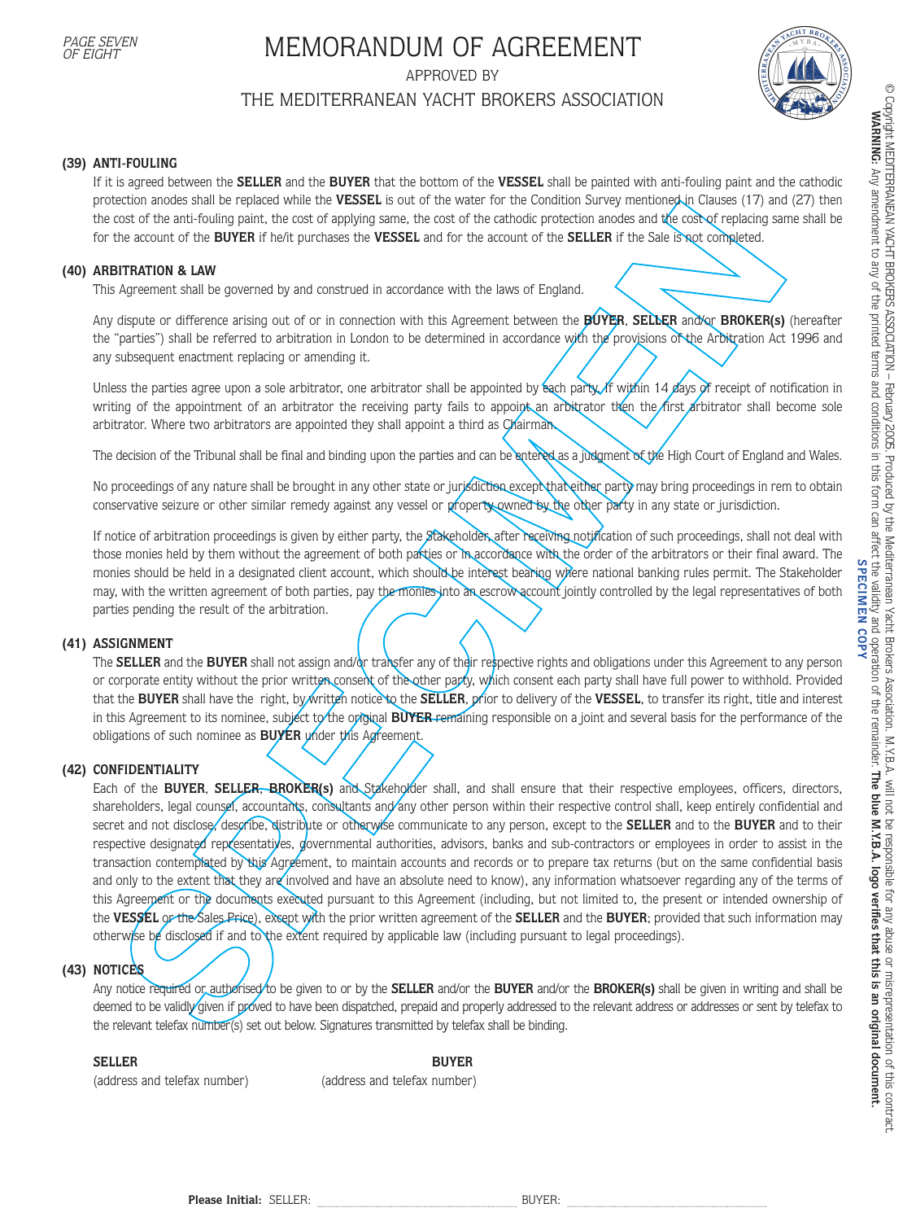# MEMORANDUM OF AGREEMENT

APPROVED BY

THE MEDITERRANEAN YACHT BROKERS ASSOCIATION

**(39) ANTI-FOULING**

If it is agreed between the **SELLER** and the **BUYER** that the bottom of the **VESSEL** shall be painted with anti-fouling paint and the cathodic protection anodes shall be replaced while the **VESSEL** is out of the water for the Condition Survey mentioned in Clauses (17) and (27) then the cost of the anti-fouling paint, the cost of applying same, the cost of the cathodic protection anodes and the cost of replacing same shall be for the account of the **BUYER** if he/it purchases the **VESSEL** and for the account of the **SELLER** if the Sale is not completed.

**(40) ARBITRATION & LAW**

This Agreement shall be governed by and construed in accordance with the laws of England.

Any dispute or difference arising out of or in connection with this Agreement between the **BUYER**, **SELLER** and/or **BROKER(s)** (hereafter the "parties") shall be referred to arbitration in London to be determined in accordance with the provisions of the Arbitration Act 1996 and any subsequent enactment replacing or amending it.

Unless the parties agree upon a sole arbitrator, one arbitrator shall be appointed by each party. If within 14 days of receipt of notification in writing of the appointment of an arbitrator the receiving party fails to appoint an arbitrator then the first arbitrator shall become sole arbitrator. Where two arbitrators are appointed they shall appoint a third as Chairman.

The decision of the Tribunal shall be final and binding upon the parties and can be entered as a judgment of the High Court of England and Wales.

No proceedings of any nature shall be brought in any other state or jurisdiction except that either party may bring proceedings in rem to obtain conservative seizure or other similar remedy against any vessel or property owned by the other party in any state or jurisdiction.

If notice of arbitration proceedings is given by either party, the Stakeholder, after receiving notification of such proceedings, shall not deal with those monies held by them without the agreement of both parties or in accordance with the order of the arbitrators or their final award. The monies should be held in a designated client account, which should be interest bearing where national banking rules permit. The Stakeholder may, with the written agreement of both parties, pay the monies into an escrow account jointly controlled by the legal representatives of both parties pending the result of the arbitration.

**(41) ASSIGNMENT**

The **SELLER** and the **BUYER** shall not assign and/or transfer any of their respective rights and obligations under this Agreement to any person or corporate entity without the prior written consent of the other party, which consent each party shall have full power to withhold. Provided that the **BUYER** shall have the right, by written notice to the **SELLER**, prior to delivery of the **VESSEL**, to transfer its right, title and interest in this Agreement to its nominee, subject to the original **BUYER** remaining responsible on a joint and several basis for the performance of the obligations of such nominee as **BUYER** under this Agreement.

**(42) CONFIDENTIALITY**

Each of the **BUYER**, **SELLER**, **BROKER(s)** and Stakeholder shall, and shall ensure that their respective employees, officers, directors, shareholders, legal counsel, accountants, consultants and any other person within their respective control shall, keep entirely confidential and secret and not disclose, describe, distribute or otherwise communicate to any person, except to the **SELLER** and to the **BUYER** and to their respective designated representatives, governmental authorities, advisors, banks and sub-contractors or employees in order to assist in the transaction contemplated by this Agreement, to maintain accounts and records or to prepare tax returns (but on the same confidential basis and only to the extent that they are involved and have an absolute need to know), any information whatsoever regarding any of the terms of this Agreement or the documents executed pursuant to this Agreement (including, but not limited to, the present or intended ownership of the **VESSEL** or the Sales Price), except with the prior written agreement of the **SELLER** and the **BUYER**; provided that such information may otherwise be disclosed if and to the extent required by applicable law (including pursuant to legal proceedings).

**(43) NOTICES**

Any notice required or authorised to be given to or by the **SELLER** and/or the **BUYER** and/or the **BROKER(s)** shall be given in writing and shall be deemed to be validly given if proved to have been dispatched, prepaid and properly addressed to the relevant address or addresses or sent by telefax to the relevant telefax number(s) set out below. Signatures transmitted by telefax shall be binding.

| **SELLER** | **BUYER** |
|---|---|
| (address and telefax number) | (address and telefax number) |

**Please Initial:** SELLER: .................................... BUYER: ....................................

© Copyright MEDITERRANEAN YACHT BROKERS ASSOCIATION – February 2005. Produced by the Mediterranean Yacht Brokers Association. M.Y.B.A. will not be responsible for any abuse or misrepresentation of this contract. **WARNING:** Any amendment to any of the printed terms and conditions in this form can affect the validity and operation of the remainder. **The blue M.Y.B.A. logo verifies that this is an original document.**

**SPECIMEN COPY**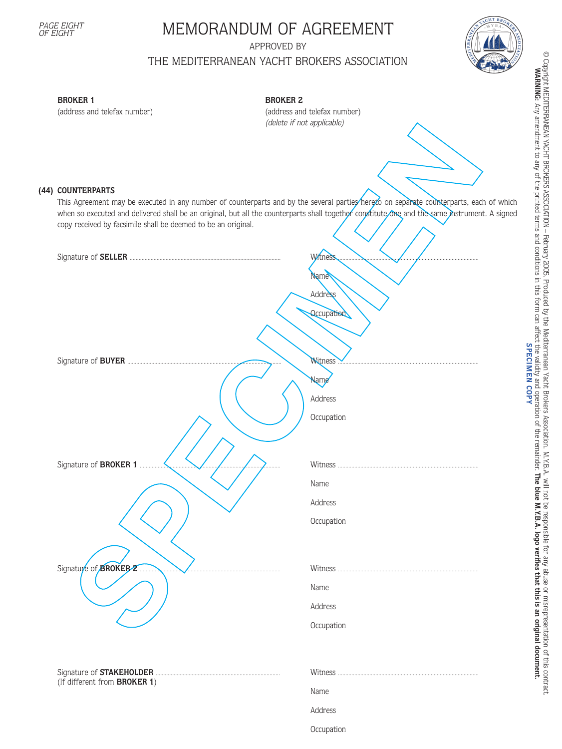# MEMORANDUM OF AGREEMENT

APPROVED BY

THE MEDITERRANEAN YACHT BROKERS ASSOCIATION

**BROKER 1**
(address and telefax number)

**BROKER 2**
(address and telefax number)
*(delete if not applicable)*

**(44) COUNTERPARTS**

This Agreement may be executed in any number of counterparts and by the several parties hereto on separate counterparts, each of which when so executed and delivered shall be an original, but all the counterparts shall together constitute one and the same instrument. A signed copy received by facsimile shall be deemed to be an original.

Signature of **SELLER** ..............................

Witness ..............................
Name
Address
Occupation

Signature of **BUYER** ..............................

Witness ..............................
Name
Address
Occupation

Signature of **BROKER 1** ..............................

Witness ..............................
Name
Address
Occupation

Signature of **BROKER 2** ..............................

Witness ..............................
Name
Address
Occupation

Signature of **STAKEHOLDER** ..............................
(If different from **BROKER 1**)

Witness ..............................
Name
Address
Occupation

© Copyright MEDITERRANEAN YACHT BROKERS ASSOCIATION – February 2005. Produced by the Mediterranean Yacht Brokers Association. M.Y.B.A. will not be responsible for any abuse or misrepresentation of this contract.
**WARNING:** Any amendment to any of the printed terms and conditions in this form can affect the validity and operation of the remainder. **The blue M.Y.B.A. logo verifies that this is an original document.**

SPECIMEN COPY